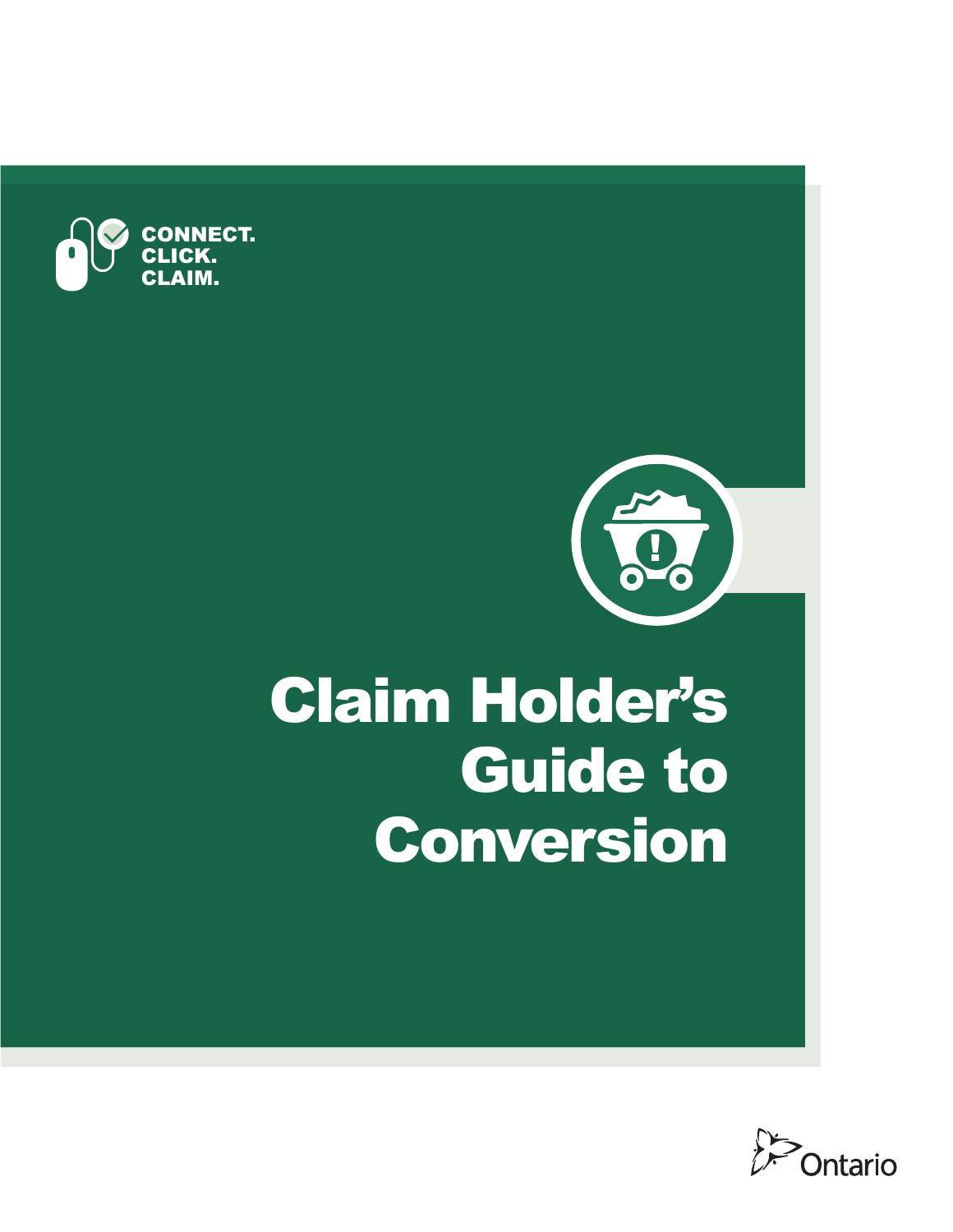CONNECT.
CLICK.
CLAIM.

# Claim Holder's Guide to Conversion

Ontario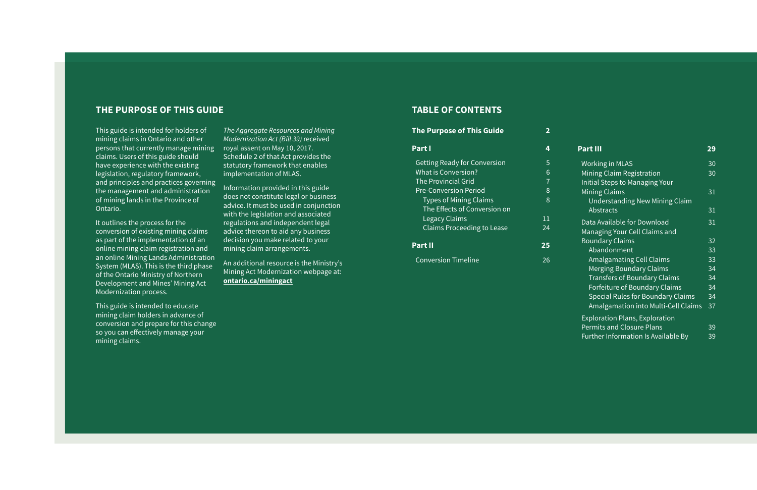## THE PURPOSE OF THIS GUIDE

This guide is intended for holders of mining claims in Ontario and other persons that currently manage mining claims. Users of this guide should have experience with the existing legislation, regulatory framework, and principles and practices governing the management and administration of mining lands in the Province of Ontario.

It outlines the process for the conversion of existing mining claims as part of the implementation of an online mining claim registration and an online Mining Lands Administration System (MLAS). This is the third phase of the Ontario Ministry of Northern Development and Mines' Mining Act Modernization process.

This guide is intended to educate mining claim holders in advance of conversion and prepare for this change so you can effectively manage your mining claims.

*The Aggregate Resources and Mining Modernization Act (Bill 39)* received royal assent on May 10, 2017. Schedule 2 of that Act provides the statutory framework that enables implementation of MLAS.

Information provided in this guide does not constitute legal or business advice. It must be used in conjunction with the legislation and associated regulations and independent legal advice thereon to aid any business decision you make related to your mining claim arrangements.

An additional resource is the Ministry's Mining Act Modernization webpage at: **ontario.ca/miningact**

## TABLE OF CONTENTS

| Section | Page |
|---|---|
| **The Purpose of This Guide** | **2** |
| **Part I** | **4** |
| Getting Ready for Conversion | 5 |
| What is Conversion? | 6 |
| The Provincial Grid | 7 |
| Pre-Conversion Period | 8 |
| Types of Mining Claims | 8 |
| The Effects of Conversion on Legacy Claims | 11 |
| Claims Proceeding to Lease | 24 |
| **Part II** | **25** |
| Conversion Timeline | 26 |
| **Part III** | **29** |
| Working in MLAS | 30 |
| Mining Claim Registration | 30 |
| Initial Steps to Managing Your Mining Claims | 31 |
| Understanding New Mining Claim Abstracts | 31 |
| Data Available for Download | 31 |
| Managing Your Cell Claims and Boundary Claims | 32 |
| Abandonment | 33 |
| Amalgamating Cell Claims | 33 |
| Merging Boundary Claims | 34 |
| Transfers of Boundary Claims | 34 |
| Forfeiture of Boundary Claims | 34 |
| Special Rules for Boundary Claims | 34 |
| Amalgamation into Multi-Cell Claims | 37 |
| Exploration Plans, Exploration Permits and Closure Plans | 39 |
| Further Information Is Available By | 39 |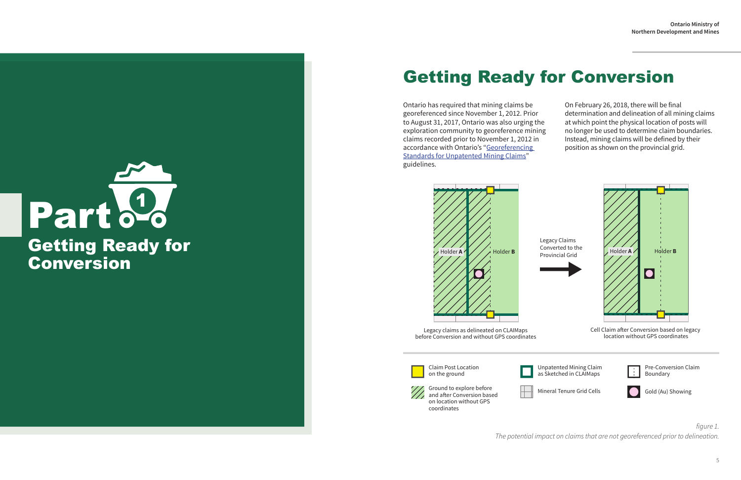# Part 1

## Getting Ready for Conversion

# Getting Ready for Conversion

Ontario has required that mining claims be georeferenced since November 1, 2012. Prior to August 31, 2017, Ontario was also urging the exploration community to georeference mining claims recorded prior to November 1, 2012 in accordance with Ontario's "Georeferencing Standards for Unpatented Mining Claims" guidelines.

On February 26, 2018, there will be final determination and delineation of all mining claims at which point the physical location of posts will no longer be used to determine claim boundaries. Instead, mining claims will be defined by their position as shown on the provincial grid.

Holder **A** | Holder **B**

Legacy claims as delineated on CLAIMaps before Conversion and without GPS coordinates

Legacy Claims Converted to the Provincial Grid

Holder **A** | Holder **B**

Cell Claim after Conversion based on legacy location without GPS coordinates

- Claim Post Location on the ground
- Ground to explore before and after Conversion based on location without GPS coordinates
- Unpatented Mining Claim as Sketched in CLAIMaps
- Mineral Tenure Grid Cells
- Pre-Conversion Claim Boundary
- Gold (Au) Showing

*figure 1.*
*The potential impact on claims that are not georeferenced prior to delineation.*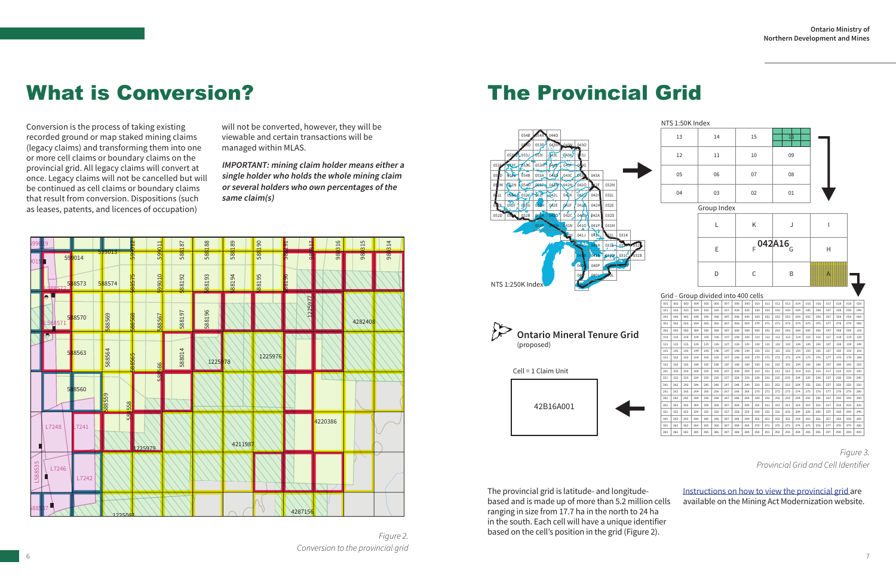# What is Conversion?

Conversion is the process of taking existing recorded ground or map staked mining claims (legacy claims) and transforming them into one or more cell claims or boundary claims on the provincial grid. All legacy claims will convert at once. Legacy claims will not be cancelled but will be continued as cell claims or boundary claims that result from conversion. Dispositions (such as leases, patents, and licences of occupation) will not be converted, however, they will be viewable and certain transactions will be managed within MLAS.

***IMPORTANT: mining claim holder means either a single holder who holds the whole mining claim or several holders who own percentages of the same claim(s)***

*Figure 2.*
*Conversion to the provincial grid*

# The Provincial Grid

*Figure 3.*
*Provincial Grid and Cell Identifier*

The provincial grid is latitude- and longitude-based and is made up of more than 5.2 million cells ranging in size from 17.7 ha in the north to 24 ha in the south. Each cell will have a unique identifier based on the cell's position in the grid (Figure 2).

Instructions on how to view the provincial grid are available on the Mining Act Modernization website.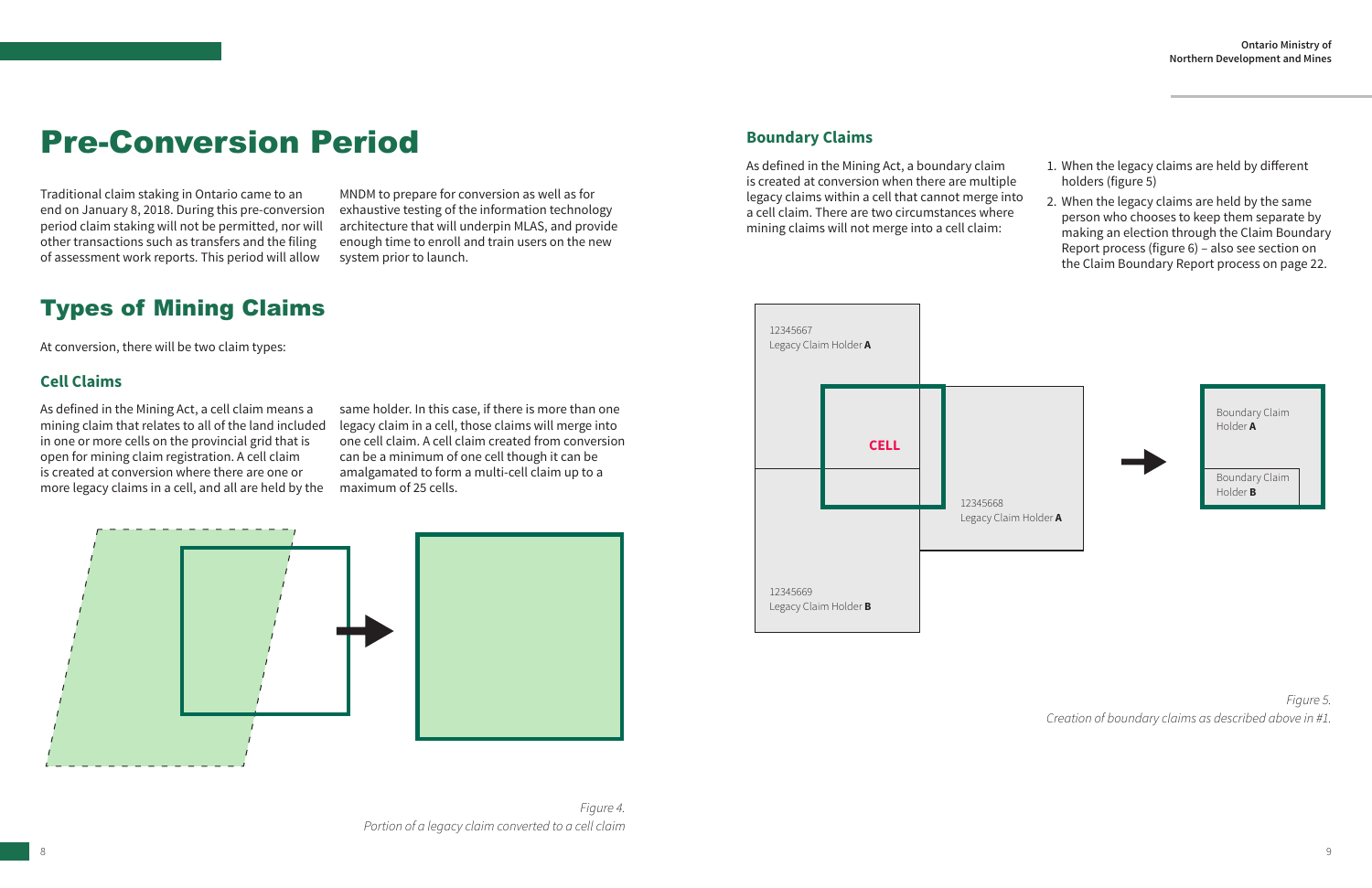# Pre-Conversion Period

Traditional claim staking in Ontario came to an end on January 8, 2018. During this pre-conversion period claim staking will not be permitted, nor will other transactions such as transfers and the filing of assessment work reports. This period will allow MNDM to prepare for conversion as well as for exhaustive testing of the information technology architecture that will underpin MLAS, and provide enough time to enroll and train users on the new system prior to launch.

# Types of Mining Claims

At conversion, there will be two claim types:

## Cell Claims

As defined in the Mining Act, a cell claim means a mining claim that relates to all of the land included in one or more cells on the provincial grid that is open for mining claim registration. A cell claim is created at conversion where there are one or more legacy claims in a cell, and all are held by the same holder. In this case, if there is more than one legacy claim in a cell, those claims will merge into one cell claim. A cell claim created from conversion can be a minimum of one cell though it can be amalgamated to form a multi-cell claim up to a maximum of 25 cells.

*Figure 4.*
*Portion of a legacy claim converted to a cell claim*

## Boundary Claims

As defined in the Mining Act, a boundary claim is created at conversion when there are multiple legacy claims within a cell that cannot merge into a cell claim. There are two circumstances where mining claims will not merge into a cell claim:

1. When the legacy claims are held by different holders (figure 5)
2. When the legacy claims are held by the same person who chooses to keep them separate by making an election through the Claim Boundary Report process (figure 6) – also see section on the Claim Boundary Report process on page 22.

12345667
Legacy Claim Holder **A**

**CELL**

12345668
Legacy Claim Holder **A**

12345669
Legacy Claim Holder **B**

Boundary Claim Holder **A**

Boundary Claim Holder **B**

*Figure 5.*
*Creation of boundary claims as described above in #1.*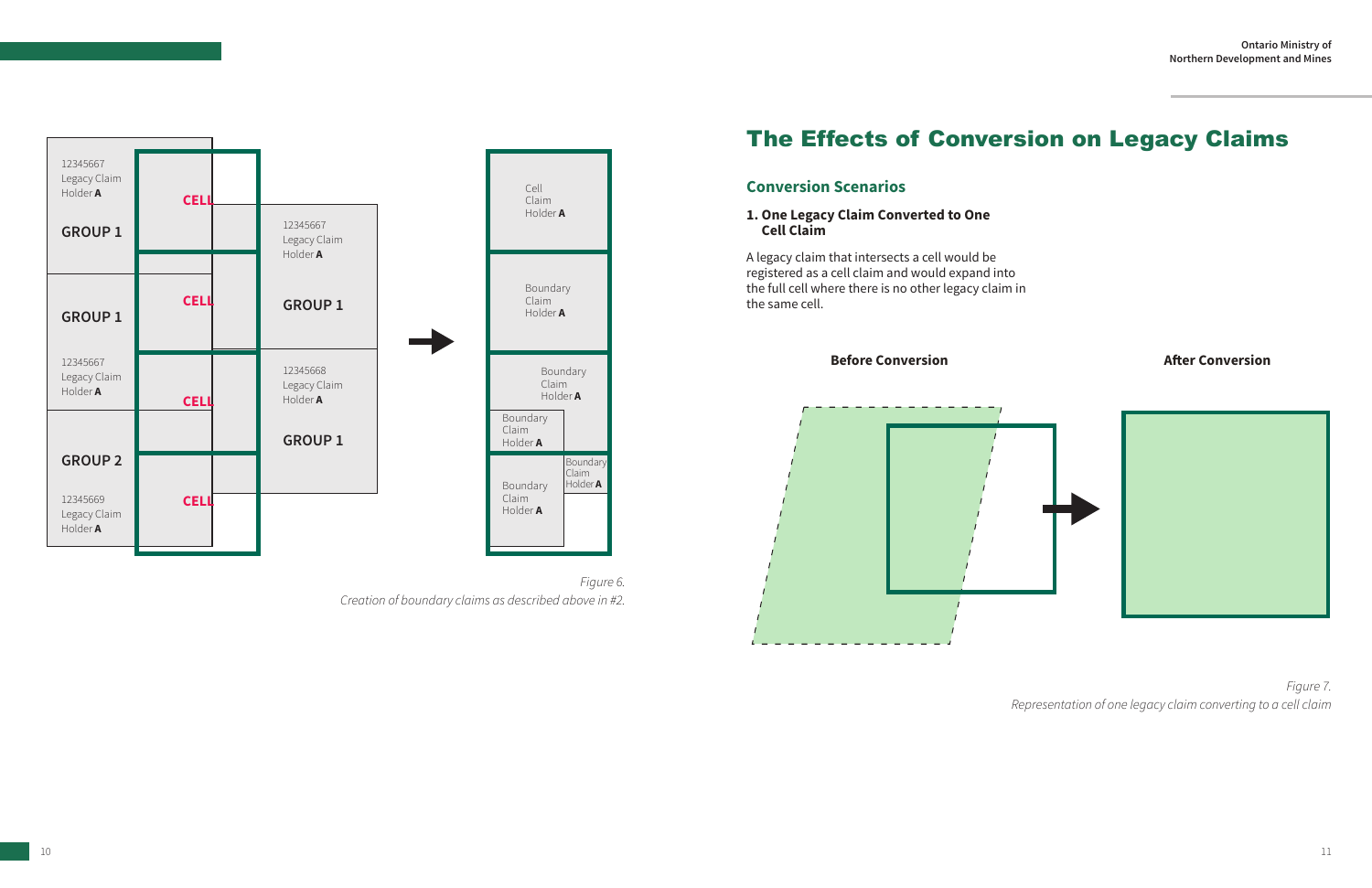Figure 6.
*Creation of boundary claims as described above in #2.*

# The Effects of Conversion on Legacy Claims

## Conversion Scenarios

### 1. One Legacy Claim Converted to One Cell Claim

A legacy claim that intersects a cell would be registered as a cell claim and would expand into the full cell where there is no other legacy claim in the same cell.

**Before Conversion** **After Conversion**

*Figure 7.*
*Representation of one legacy claim converting to a cell claim*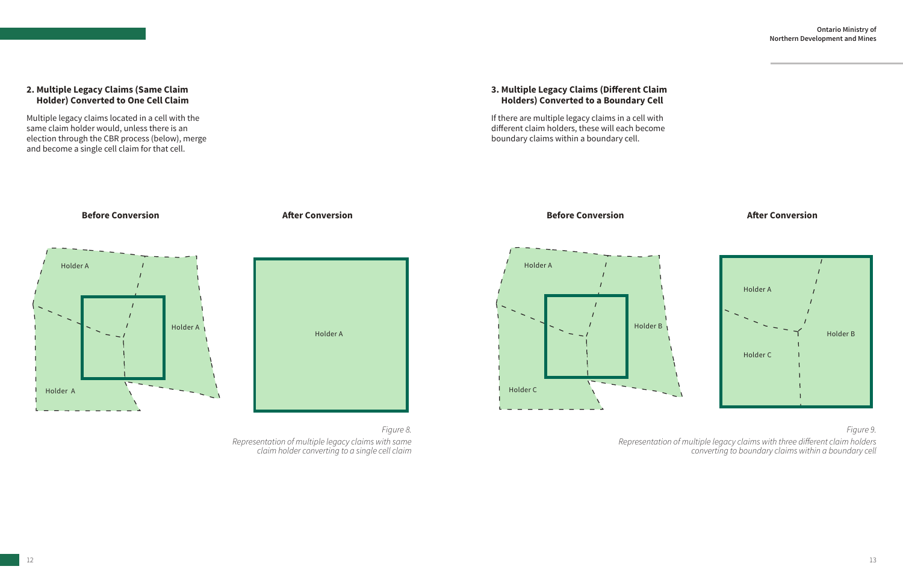## 2. Multiple Legacy Claims (Same Claim Holder) Converted to One Cell Claim

Multiple legacy claims located in a cell with the same claim holder would, unless there is an election through the CBR process (below), merge and become a single cell claim for that cell.

**Before Conversion**

Holder A

Holder A

Holder A

**After Conversion**

Holder A

*Figure 8.*

*Representation of multiple legacy claims with same claim holder converting to a single cell claim*

## 3. Multiple Legacy Claims (Different Claim Holders) Converted to a Boundary Cell

If there are multiple legacy claims in a cell with different claim holders, these will each become boundary claims within a boundary cell.

**Before Conversion**

Holder A

Holder B

Holder C

**After Conversion**

Holder A

Holder B

Holder C

*Figure 9.*

*Representation of multiple legacy claims with three different claim holders converting to boundary claims within a boundary cell*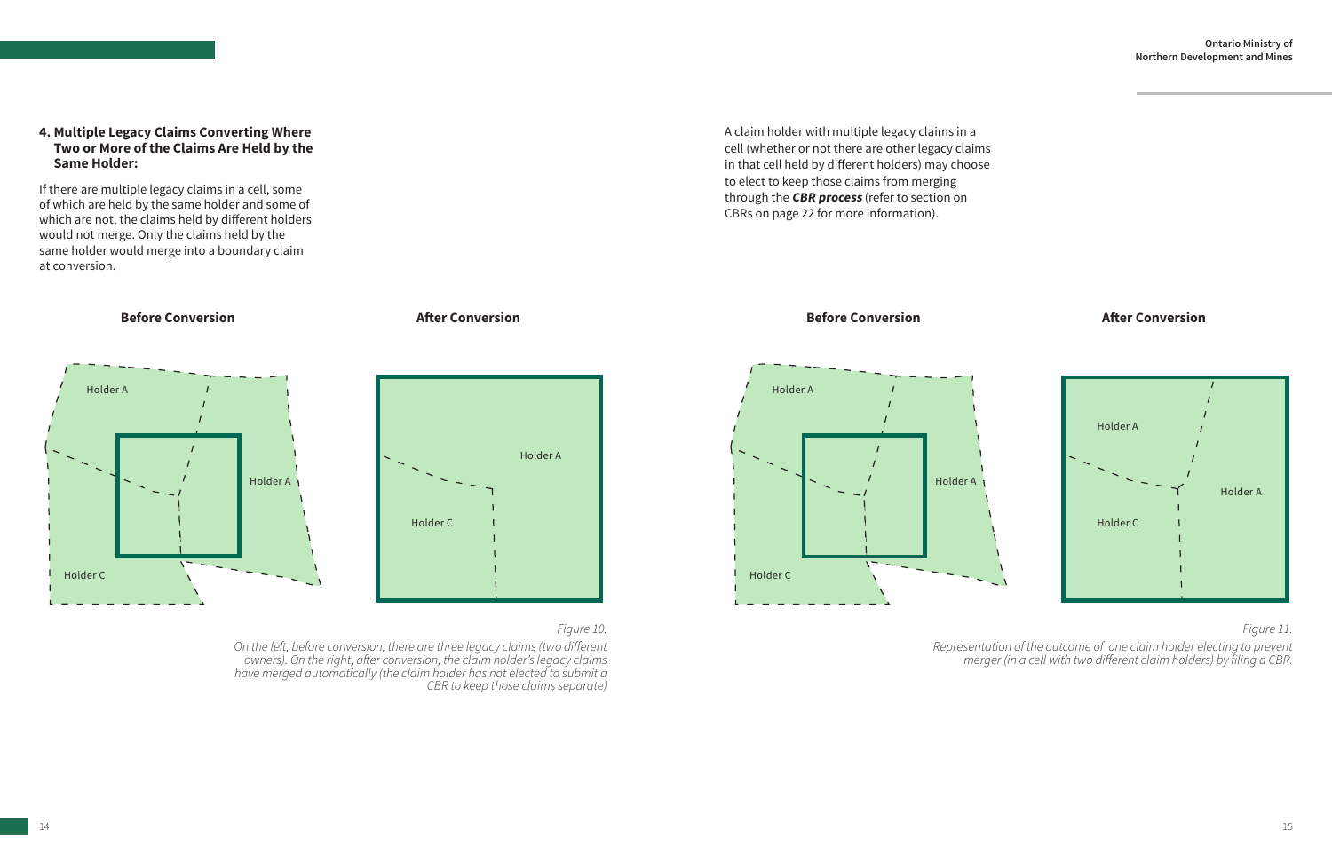### 4. Multiple Legacy Claims Converting Where Two or More of the Claims Are Held by the Same Holder:

If there are multiple legacy claims in a cell, some of which are held by the same holder and some of which are not, the claims held by different holders would not merge. Only the claims held by the same holder would merge into a boundary claim at conversion.

A claim holder with multiple legacy claims in a cell (whether or not there are other legacy claims in that cell held by different holders) may choose to elect to keep those claims from merging through the ***CBR process*** (refer to section on CBRs on page 22 for more information).

**Before Conversion** **After Conversion**

Holder A Holder A Holder C

Holder A Holder C

*Figure 10.*

*On the left, before conversion, there are three legacy claims (two different owners). On the right, after conversion, the claim holder's legacy claims have merged automatically (the claim holder has not elected to submit a CBR to keep those claims separate)*

**Before Conversion** **After Conversion**

Holder A Holder A Holder C

Holder A Holder A Holder C

*Figure 11.*

*Representation of the outcome of one claim holder electing to prevent merger (in a cell with two different claim holders) by filing a CBR.*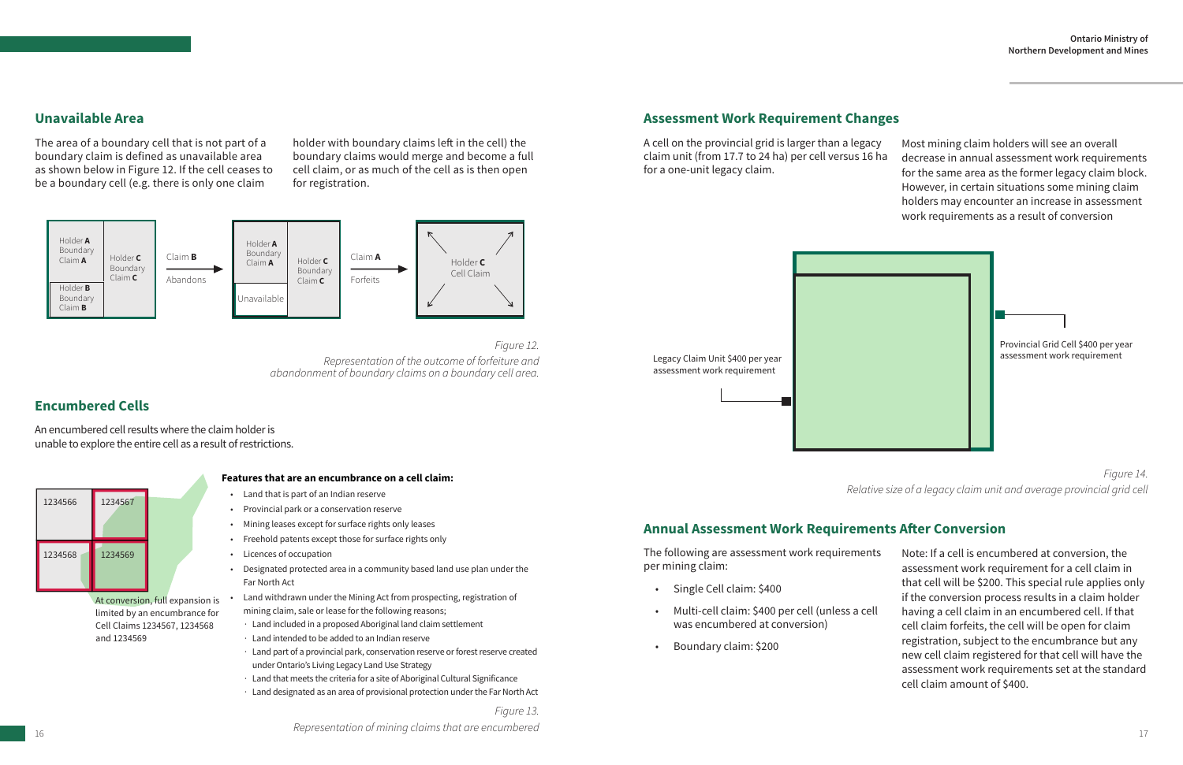## Unavailable Area

The area of a boundary cell that is not part of a boundary claim is defined as unavailable area as shown below in Figure 12. If the cell ceases to be a boundary cell (e.g. there is only one claim holder with boundary claims left in the cell) the boundary claims would merge and become a full cell claim, or as much of the cell as is then open for registration.

Holder **A** Boundary Claim **A** | Holder **B** Boundary Claim **B** | Holder **C** Boundary Claim **C** → Claim **B** Abandons → Holder **A** Boundary Claim **A** | Unavailable | Holder **C** Boundary Claim **C** → Claim **A** Forfeits → Holder **C** Cell Claim

*Figure 12.*
*Representation of the outcome of forfeiture and abandonment of boundary claims on a boundary cell area.*

## Encumbered Cells

An encumbered cell results where the claim holder is unable to explore the entire cell as a result of restrictions.

1234566 | 1234567 | 1234568 | 1234569

At conversion, full expansion is limited by an encumbrance for Cell Claims 1234567, 1234568 and 1234569

**Features that are an encumbrance on a cell claim:**

- Land that is part of an Indian reserve
- Provincial park or a conservation reserve
- Mining leases except for surface rights only leases
- Freehold patents except those for surface rights only
- Licences of occupation
- Designated protected area in a community based land use plan under the Far North Act
- Land withdrawn under the Mining Act from prospecting, registration of mining claim, sale or lease for the following reasons;
  - Land included in a proposed Aboriginal land claim settlement
  - Land intended to be added to an Indian reserve
  - Land part of a provincial park, conservation reserve or forest reserve created under Ontario's Living Legacy Land Use Strategy
  - Land that meets the criteria for a site of Aboriginal Cultural Significance
  - Land designated as an area of provisional protection under the Far North Act

*Figure 13.*
*Representation of mining claims that are encumbered*

## Assessment Work Requirement Changes

A cell on the provincial grid is larger than a legacy claim unit (from 17.7 to 24 ha) per cell versus 16 ha for a one-unit legacy claim.

Most mining claim holders will see an overall decrease in annual assessment work requirements for the same area as the former legacy claim block. However, in certain situations some mining claim holders may encounter an increase in assessment work requirements as a result of conversion

Legacy Claim Unit $400 per year assessment work requirement

Provincial Grid Cell $400 per year assessment work requirement

*Figure 14.*
*Relative size of a legacy claim unit and average provincial grid cell*

## Annual Assessment Work Requirements After Conversion

The following are assessment work requirements per mining claim:

- Single Cell claim: $400
- Multi-cell claim: $400 per cell (unless a cell was encumbered at conversion)
- Boundary claim: $200

Note: If a cell is encumbered at conversion, the assessment work requirement for a cell claim in that cell will be $200. This special rule applies only if the conversion process results in a claim holder having a cell claim in an encumbered cell. If that cell claim forfeits, the cell will be open for claim registration, subject to the encumbrance but any new cell claim registered for that cell will have the assessment work requirements set at the standard cell claim amount of $400.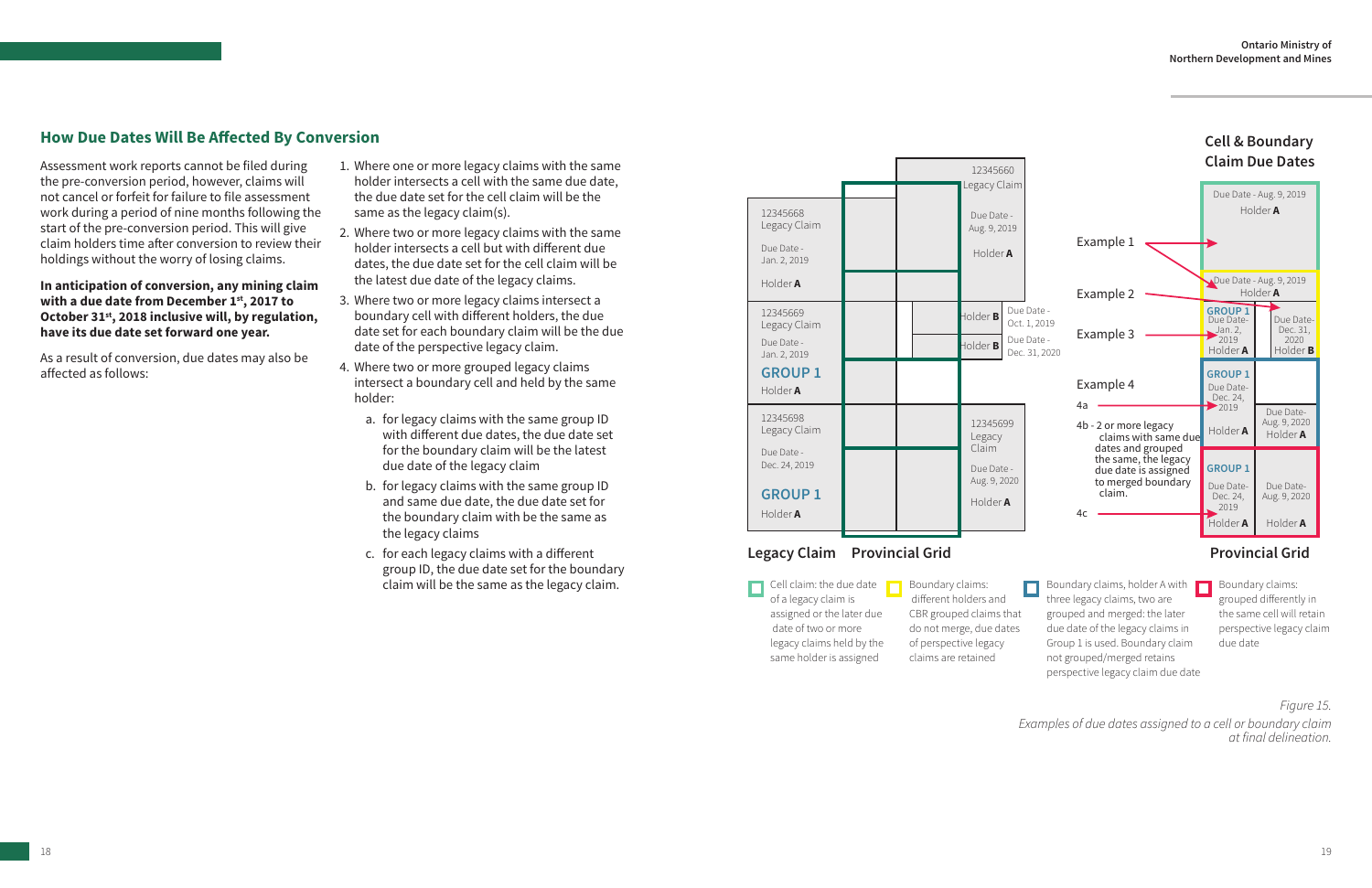## How Due Dates Will Be Affected By Conversion

Assessment work reports cannot be filed during the pre-conversion period, however, claims will not cancel or forfeit for failure to file assessment work during a period of nine months following the start of the pre-conversion period. This will give claim holders time after conversion to review their holdings without the worry of losing claims.

**In anticipation of conversion, any mining claim with a due date from December 1st, 2017 to October 31st, 2018 inclusive will, by regulation, have its due date set forward one year.**

As a result of conversion, due dates may also be affected as follows:

1. Where one or more legacy claims with the same holder intersects a cell with the same due date, the due date set for the cell claim will be the same as the legacy claim(s).
2. Where two or more legacy claims with the same holder intersects a cell but with different due dates, the due date set for the cell claim will be the latest due date of the legacy claims.
3. Where two or more legacy claims intersect a boundary cell with different holders, the due date set for each boundary claim will be the due date of the perspective legacy claim.
4. Where two or more grouped legacy claims intersect a boundary cell and held by the same holder:
   a. for legacy claims with the same group ID with different due dates, the due date set for the boundary claim will be the latest due date of the legacy claim
   b. for legacy claims with the same group ID and same due date, the due date set for the boundary claim with the be the same as the legacy claims
   c. for each legacy claims with a different group ID, the due date set for the boundary claim will be the same as the legacy claim.

Cell & Boundary Claim Due Dates

Legacy Claim: 12345668 Legacy Claim, Due Date - Jan. 2, 2019, Holder A; 12345660 Legacy Claim, Due Date - Aug. 9, 2019, Holder A; 12345669 Legacy Claim, Due Date - Jan. 2, 2019, GROUP 1, Holder A; Holder B, Due Date - Oct. 1, 2019; Holder B, Due Date - Dec. 31, 2020; 12345698 Legacy Claim, Due Date - Dec. 24, 2019, GROUP 1, Holder A; 12345699 Legacy Claim, Due Date - Aug. 9, 2020, Holder A

Example 1 — Due Date - Aug. 9, 2019, Holder A

Example 2 — Due Date - Aug. 9, 2019, Holder A

Example 3 — GROUP 1, Due Date - Jan. 2, 2019, Holder A; Due Date - Dec. 31, 2020, Holder B

Example 4

4a — GROUP 1, Due Date - Dec. 24, 2019, Holder A; Due Date - Aug. 9, 2020, Holder A

4b - 2 or more legacy claims with same due dates and grouped the same, the legacy due date is assigned to merged boundary claim.

4c — GROUP 1, Due Date - Dec. 24, 2019, Holder A; Due Date - Aug. 9, 2020, Holder A

Legacy Claim | Provincial Grid | Provincial Grid

- Cell claim: the due date of a legacy claim is assigned or the later due date of two or more legacy claims held by the same holder is assigned
- Boundary claims: different holders and CBR grouped claims that do not merge, due dates of perspective legacy claims are retained
- Boundary claims, holder A with three legacy claims, two are grouped and merged: the later due date of the legacy claims in Group 1 is used. Boundary claim not grouped/merged retains perspective legacy claim due date
- Boundary claims: grouped differently in the same cell will retain perspective legacy claim due date

*Figure 15.*

*Examples of due dates assigned to a cell or boundary claim at final delineation.*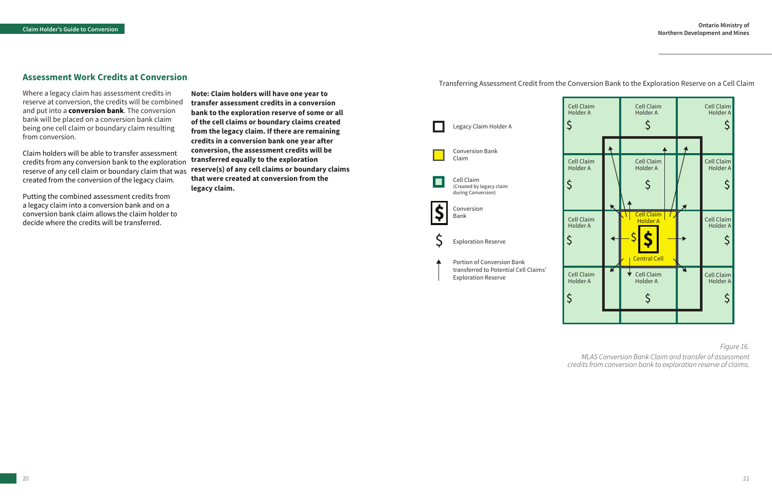## Assessment Work Credits at Conversion

Where a legacy claim has assessment credits in reserve at conversion, the credits will be combined and put into a **conversion bank**. The conversion bank will be placed on a conversion bank claim being one cell claim or boundary claim resulting from conversion.

Claim holders will be able to transfer assessment credits from any conversion bank to the exploration reserve of any cell claim or boundary claim that was created from the conversion of the legacy claim.

Putting the combined assessment credits from a legacy claim into a conversion bank and on a conversion bank claim allows the claim holder to decide where the credits will be transferred.

**Note: Claim holders will have one year to transfer assessment credits in a conversion bank to the exploration reserve of some or all of the cell claims or boundary claims created from the legacy claim. If there are remaining credits in a conversion bank one year after conversion, the assessment credits will be transferred equally to the exploration reserve(s) of any cell claims or boundary claims that were created at conversion from the legacy claim.**

Transferring Assessment Credit from the Conversion Bank to the Exploration Reserve on a Cell Claim

- Legacy Claim Holder A
- Conversion Bank Claim
- Cell Claim (Created by legacy claim during Conversion)
- Conversion Bank
- Exploration Reserve
- Portion of Conversion Bank transferred to Potential Cell Claims' Exploration Reserve

*Figure 16.*

*MLAS Conversion Bank Claim and transfer of assessment credits from conversion bank to exploration reserve of claims.*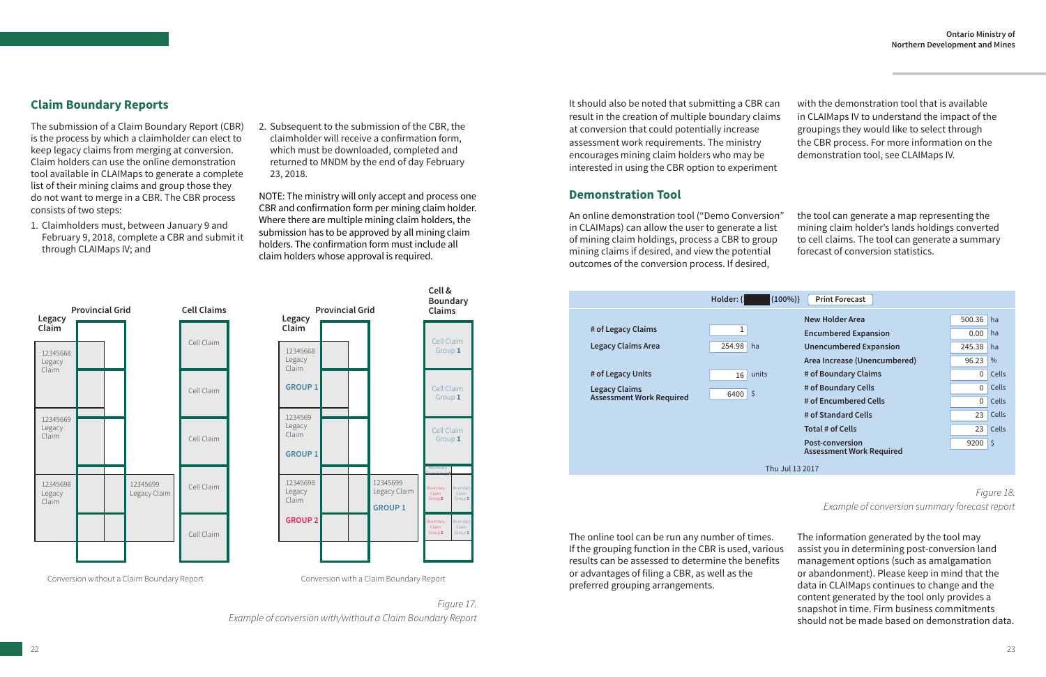## Claim Boundary Reports

The submission of a Claim Boundary Report (CBR) is the process by which a claimholder can elect to keep legacy claims from merging at conversion. Claim holders can use the online demonstration tool available in CLAIMaps to generate a complete list of their mining claims and group those they do not want to merge in a CBR. The CBR process consists of two steps:

1. Claimholders must, between January 9 and February 9, 2018, complete a CBR and submit it through CLAIMaps IV; and
2. Subsequent to the submission of the CBR, the claimholder will receive a confirmation form, which must be downloaded, completed and returned to MNDM by the end of day February 23, 2018.

NOTE: The ministry will only accept and process one CBR and confirmation form per mining claim holder. Where there are multiple mining claim holders, the submission has to be approved by all mining claim holders. The confirmation form must include all claim holders whose approval is required.

Conversion without a Claim Boundary Report

Conversion with a Claim Boundary Report

*Figure 17.*
*Example of conversion with/without a Claim Boundary Report*

It should also be noted that submitting a CBR can result in the creation of multiple boundary claims at conversion that could potentially increase assessment work requirements. The ministry encourages mining claim holders who may be interested in using the CBR option to experiment with the demonstration tool that is available in CLAIMaps IV to understand the impact of the groupings they would like to select through the CBR process. For more information on the demonstration tool, see CLAIMaps IV.

## Demonstration Tool

An online demonstration tool ("Demo Conversion" in CLAIMaps) can allow the user to generate a list of mining claim holdings, process a CBR to group mining claims if desired, and view the potential outcomes of the conversion process. If desired, the tool can generate a map representing the mining claim holder's lands holdings converted to cell claims. The tool can generate a summary forecast of conversion statistics.

Holder: { (100%)} — Print Forecast

| | | | |
|---|---|---|---|
| # of Legacy Claims | 1 | New Holder Area | 500.36 ha |
| Legacy Claims Area | 254.98 ha | Encumbered Expansion | 0.00 ha |
| | | Unencumbered Expansion | 245.38 ha |
| | | Area Increase (Unencumbered) | 96.23 % |
| # of Legacy Units | 16 units | # of Boundary Claims | 0 Cells |
| Legacy Claims Assessment Work Required | 6400 $ | # of Boundary Cells | 0 Cells |
| | | # of Encumbered Cells | 0 Cells |
| | | # of Standard Cells | 23 Cells |
| | | Total # of Cells | 23 Cells |
| | | Post-conversion Assessment Work Required | 9200 $ |

Thu Jul 13 2017

*Figure 18.*
*Example of conversion summary forecast report*

The online tool can be run any number of times. If the grouping function in the CBR is used, various results can be assessed to determine the benefits or advantages of filing a CBR, as well as the preferred grouping arrangements.

The information generated by the tool may assist you in determining post-conversion land management options (such as amalgamation or abandonment). Please keep in mind that the data in CLAIMaps continues to change and the content generated by the tool only provides a snapshot in time. Firm business commitments should not be made based on demonstration data.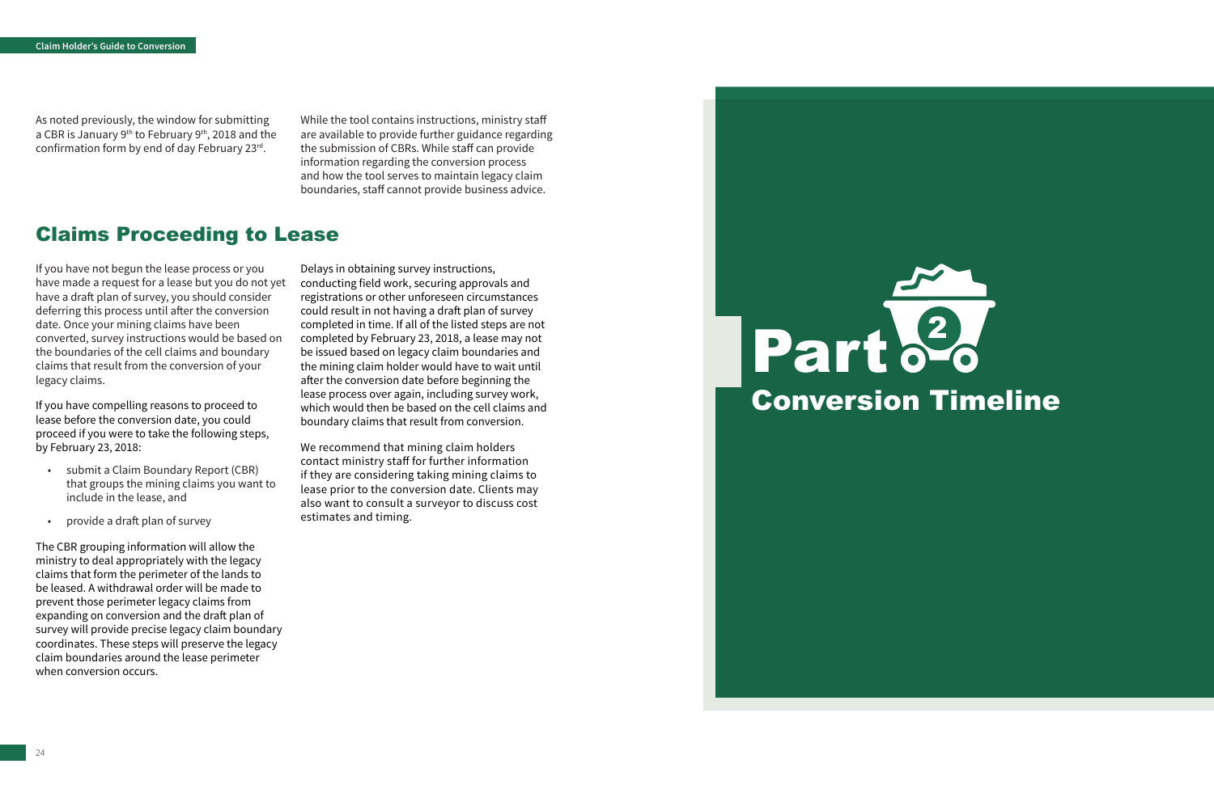As noted previously, the window for submitting a CBR is January 9th to February 9th, 2018 and the confirmation form by end of day February 23rd.

While the tool contains instructions, ministry staff are available to provide further guidance regarding the submission of CBRs. While staff can provide information regarding the conversion process and how the tool serves to maintain legacy claim boundaries, staff cannot provide business advice.

## Claims Proceeding to Lease

If you have not begun the lease process or you have made a request for a lease but you do not yet have a draft plan of survey, you should consider deferring this process until after the conversion date. Once your mining claims have been converted, survey instructions would be based on the boundaries of the cell claims and boundary claims that result from the conversion of your legacy claims.

If you have compelling reasons to proceed to lease before the conversion date, you could proceed if you were to take the following steps, by February 23, 2018:

- submit a Claim Boundary Report (CBR) that groups the mining claims you want to include in the lease, and
- provide a draft plan of survey

The CBR grouping information will allow the ministry to deal appropriately with the legacy claims that form the perimeter of the lands to be leased. A withdrawal order will be made to prevent those perimeter legacy claims from expanding on conversion and the draft plan of survey will provide precise legacy claim boundary coordinates. These steps will preserve the legacy claim boundaries around the lease perimeter when conversion occurs.

Delays in obtaining survey instructions, conducting field work, securing approvals and registrations or other unforeseen circumstances could result in not having a draft plan of survey completed in time. If all of the listed steps are not completed by February 23, 2018, a lease may not be issued based on legacy claim boundaries and the mining claim holder would have to wait until after the conversion date before beginning the lease process over again, including survey work, which would then be based on the cell claims and boundary claims that result from conversion.

We recommend that mining claim holders contact ministry staff for further information if they are considering taking mining claims to lease prior to the conversion date. Clients may also want to consult a surveyor to discuss cost estimates and timing.

# Part 2

# Conversion Timeline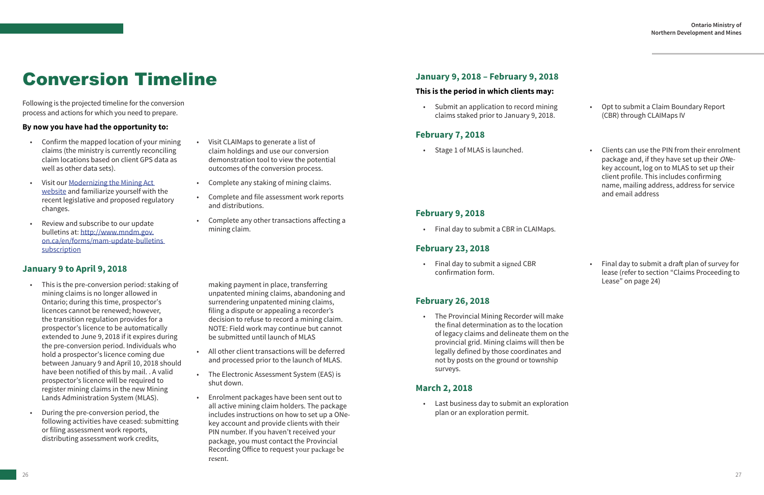# Conversion Timeline

Following is the projected timeline for the conversion process and actions for which you need to prepare.

**By now you have had the opportunity to:**

- Confirm the mapped location of your mining claims (the ministry is currently reconciling claim locations based on client GPS data as well as other data sets).
- Visit our [Modernizing the Mining Act website](#) and familiarize yourself with the recent legislative and proposed regulatory changes.
- Review and subscribe to our update bulletins at: [http://www.mndm.gov.on.ca/en/forms/mam-update-bulletins-subscription](http://www.mndm.gov.on.ca/en/forms/mam-update-bulletins-subscription)
- Visit CLAIMaps to generate a list of claim holdings and use our conversion demonstration tool to view the potential outcomes of the conversion process.
- Complete any staking of mining claims.
- Complete and file assessment work reports and distributions.
- Complete any other transactions affecting a mining claim.

## January 9 to April 9, 2018

- This is the pre-conversion period: staking of mining claims is no longer allowed in Ontario; during this time, prospector's licences cannot be renewed; however, the transition regulation provides for a prospector's licence to be automatically extended to June 9, 2018 if it expires during the pre-conversion period. Individuals who hold a prospector's licence coming due between January 9 and April 10, 2018 should have been notified of this by mail. . A valid prospector's licence will be required to register mining claims in the new Mining Lands Administration System (MLAS).
- During the pre-conversion period, the following activities have ceased: submitting or filing assessment work reports, distributing assessment work credits, making payment in place, transferring unpatented mining claims, abandoning and surrendering unpatented mining claims, filing a dispute or appealing a recorder's decision to refuse to record a mining claim. NOTE: Field work may continue but cannot be submitted until launch of MLAS
- All other client transactions will be deferred and processed prior to the launch of MLAS.
- The Electronic Assessment System (EAS) is shut down.
- Enrolment packages have been sent out to all active mining claim holders. The package includes instructions on how to set up a ONe-key account and provide clients with their PIN number. If you haven't received your package, you must contact the Provincial Recording Office to request your package be resent.

## January 9, 2018 – February 9, 2018

**This is the period in which clients may:**

- Submit an application to record mining claims staked prior to January 9, 2018.
- Opt to submit a Claim Boundary Report (CBR) through CLAIMaps IV

## February 7, 2018

- Stage 1 of MLAS is launched.
- Clients can use the PIN from their enrolment package and, if they have set up their *ONe*-key account, log on to MLAS to set up their client profile. This includes confirming name, mailing address, address for service and email address

## February 9, 2018

- Final day to submit a CBR in CLAIMaps.

## February 23, 2018

- Final day to submit a signed CBR confirmation form.
- Final day to submit a draft plan of survey for lease (refer to section "Claims Proceeding to Lease" on page 24)

## February 26, 2018

- The Provincial Mining Recorder will make the final determination as to the location of legacy claims and delineate them on the provincial grid. Mining claims will then be legally defined by those coordinates and not by posts on the ground or township surveys.

## March 2, 2018

- Last business day to submit an exploration plan or an exploration permit.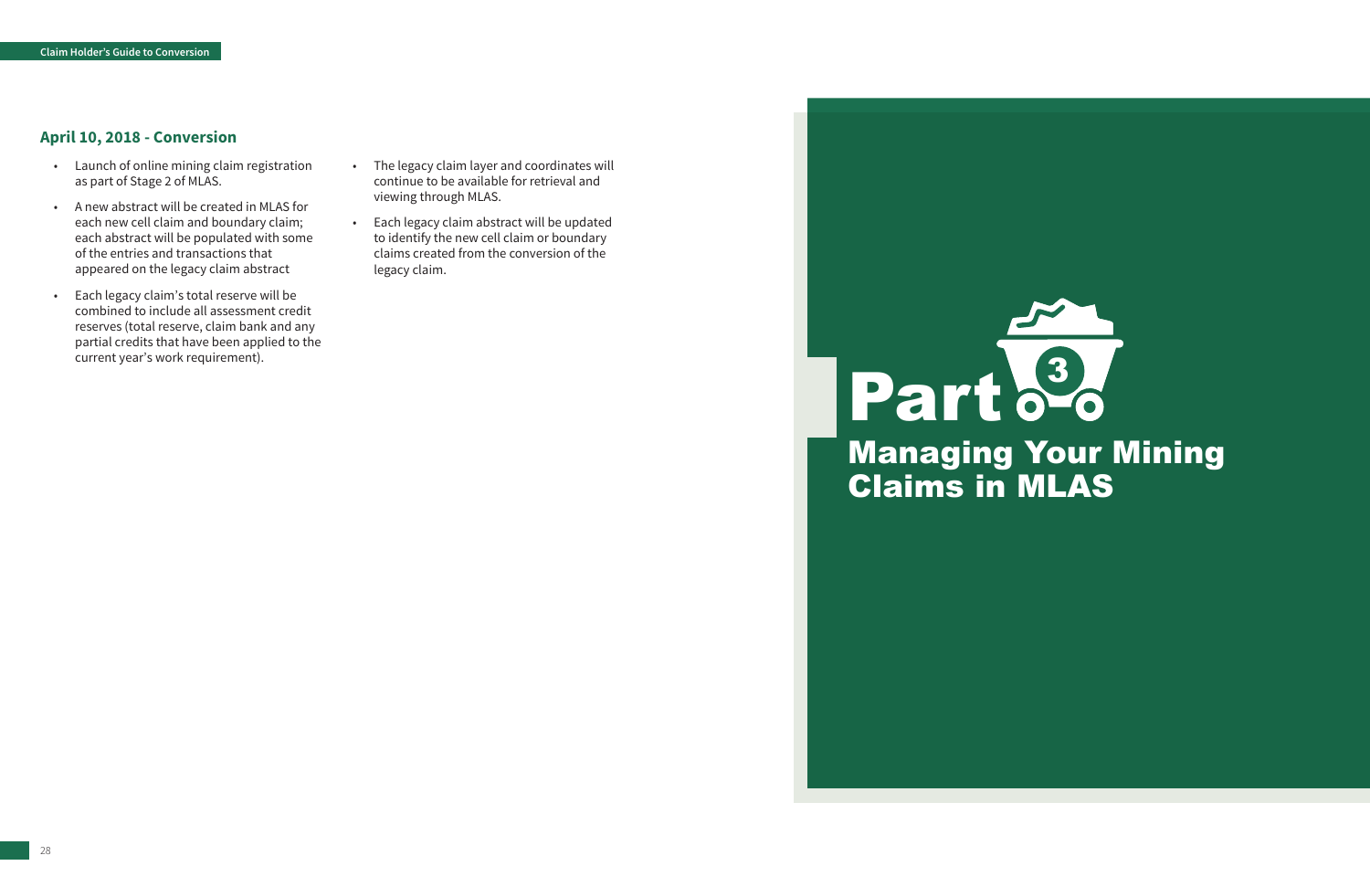## April 10, 2018 - Conversion

- Launch of online mining claim registration as part of Stage 2 of MLAS.
- A new abstract will be created in MLAS for each new cell claim and boundary claim; each abstract will be populated with some of the entries and transactions that appeared on the legacy claim abstract
- Each legacy claim's total reserve will be combined to include all assessment credit reserves (total reserve, claim bank and any partial credits that have been applied to the current year's work requirement).
- The legacy claim layer and coordinates will continue to be available for retrieval and viewing through MLAS.
- Each legacy claim abstract will be updated to identify the new cell claim or boundary claims created from the conversion of the legacy claim.

# Part 3

# Managing Your Mining Claims in MLAS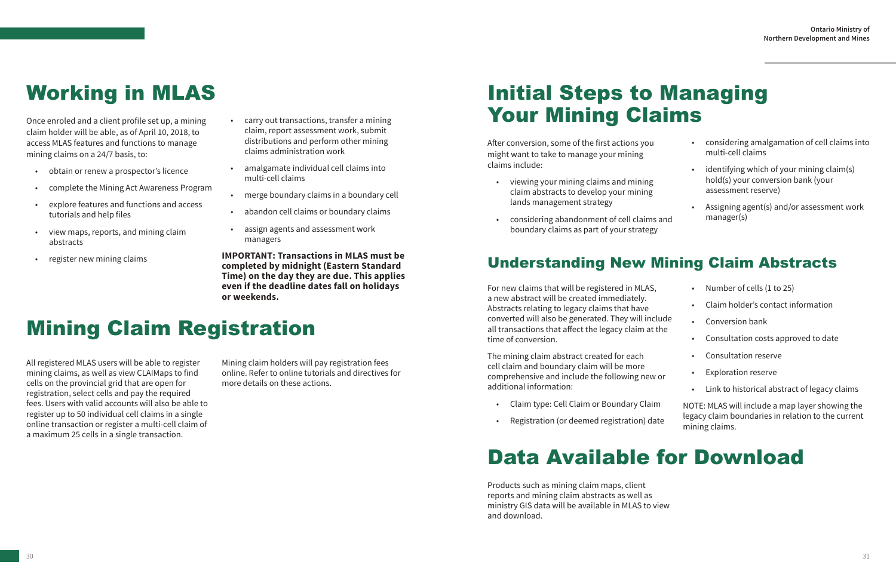# Working in MLAS

Once enroled and a client profile set up, a mining claim holder will be able, as of April 10, 2018, to access MLAS features and functions to manage mining claims on a 24/7 basis, to:

- obtain or renew a prospector's licence
- complete the Mining Act Awareness Program
- explore features and functions and access tutorials and help files
- view maps, reports, and mining claim abstracts
- register new mining claims
- carry out transactions, transfer a mining claim, report assessment work, submit distributions and perform other mining claims administration work
- amalgamate individual cell claims into multi-cell claims
- merge boundary claims in a boundary cell
- abandon cell claims or boundary claims
- assign agents and assessment work managers

**IMPORTANT: Transactions in MLAS must be completed by midnight (Eastern Standard Time) on the day they are due. This applies even if the deadline dates fall on holidays or weekends.**

# Mining Claim Registration

All registered MLAS users will be able to register mining claims, as well as view CLAIMaps to find cells on the provincial grid that are open for registration, select cells and pay the required fees. Users with valid accounts will also be able to register up to 50 individual cell claims in a single online transaction or register a multi-cell claim of a maximum 25 cells in a single transaction.

Mining claim holders will pay registration fees online. Refer to online tutorials and directives for more details on these actions.

# Initial Steps to Managing Your Mining Claims

After conversion, some of the first actions you might want to take to manage your mining claims include:

- viewing your mining claims and mining claim abstracts to develop your mining lands management strategy
- considering abandonment of cell claims and boundary claims as part of your strategy
- considering amalgamation of cell claims into multi-cell claims
- identifying which of your mining claim(s) hold(s) your conversion bank (your assessment reserve)
- Assigning agent(s) and/or assessment work manager(s)

## Understanding New Mining Claim Abstracts

For new claims that will be registered in MLAS, a new abstract will be created immediately. Abstracts relating to legacy claims that have converted will also be generated. They will include all transactions that affect the legacy claim at the time of conversion.

The mining claim abstract created for each cell claim and boundary claim will be more comprehensive and include the following new or additional information:

- Claim type: Cell Claim or Boundary Claim
- Registration (or deemed registration) date
- Number of cells (1 to 25)
- Claim holder's contact information
- Conversion bank
- Consultation costs approved to date
- Consultation reserve
- Exploration reserve
- Link to historical abstract of legacy claims

NOTE: MLAS will include a map layer showing the legacy claim boundaries in relation to the current mining claims.

# Data Available for Download

Products such as mining claim maps, client reports and mining claim abstracts as well as ministry GIS data will be available in MLAS to view and download.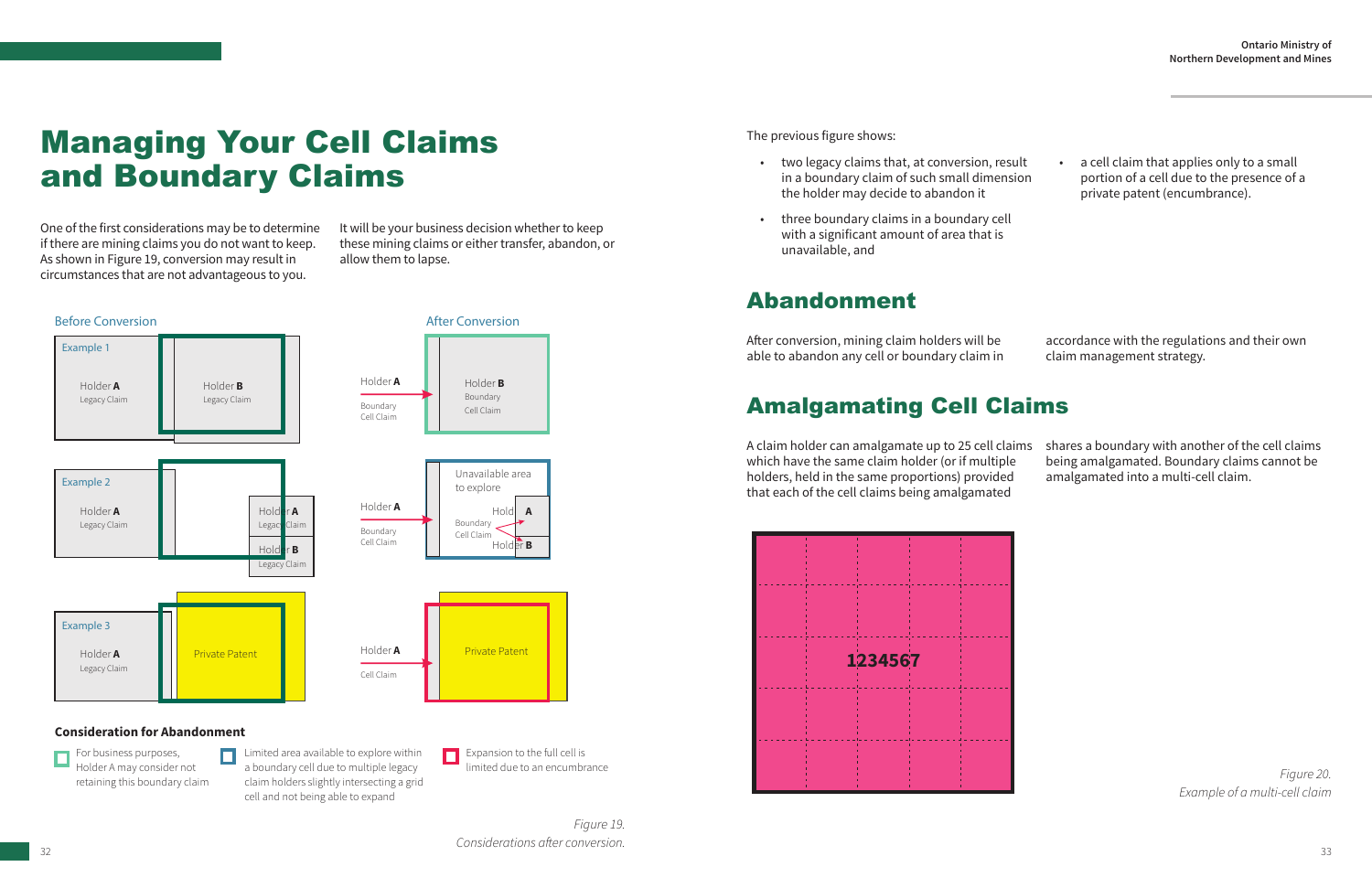# Managing Your Cell Claims and Boundary Claims

One of the first considerations may be to determine if there are mining claims you do not want to keep. As shown in Figure 19, conversion may result in circumstances that are not advantageous to you.

It will be your business decision whether to keep these mining claims or either transfer, abandon, or allow them to lapse.

Before Conversion

Example 1

Holder **A** Legacy Claim

Holder **B** Legacy Claim

Example 2

Holder **A** Legacy Claim

Holder **A** Legacy Claim

Holder **B** Legacy Claim

Example 3

Holder **A** Legacy Claim

Private Patent

After Conversion

Holder **A** Boundary Cell Claim

Holder **B** Boundary Cell Claim

Unavailable area to explore

Holder **A** Boundary Cell Claim

Holder **A**

Boundary Cell Claim

Holder **B**

Holder **A** Cell Claim

Private Patent

**Consideration for Abandonment**

- For business purposes, Holder A may consider not retaining this boundary claim
- Limited area available to explore within a boundary cell due to multiple legacy claim holders slightly intersecting a grid cell and not being able to expand
- Expansion to the full cell is limited due to an encumbrance

*Figure 19. Considerations after conversion.*

The previous figure shows:

- two legacy claims that, at conversion, result in a boundary claim of such small dimension the holder may decide to abandon it
- three boundary claims in a boundary cell with a significant amount of area that is unavailable, and
- a cell claim that applies only to a small portion of a cell due to the presence of a private patent (encumbrance).

## Abandonment

After conversion, mining claim holders will be able to abandon any cell or boundary claim in accordance with the regulations and their own claim management strategy.

## Amalgamating Cell Claims

A claim holder can amalgamate up to 25 cell claims which have the same claim holder (or if multiple holders, held in the same proportions) provided that each of the cell claims being amalgamated shares a boundary with another of the cell claims being amalgamated. Boundary claims cannot be amalgamated into a multi-cell claim.

1234567

*Figure 20. Example of a multi-cell claim*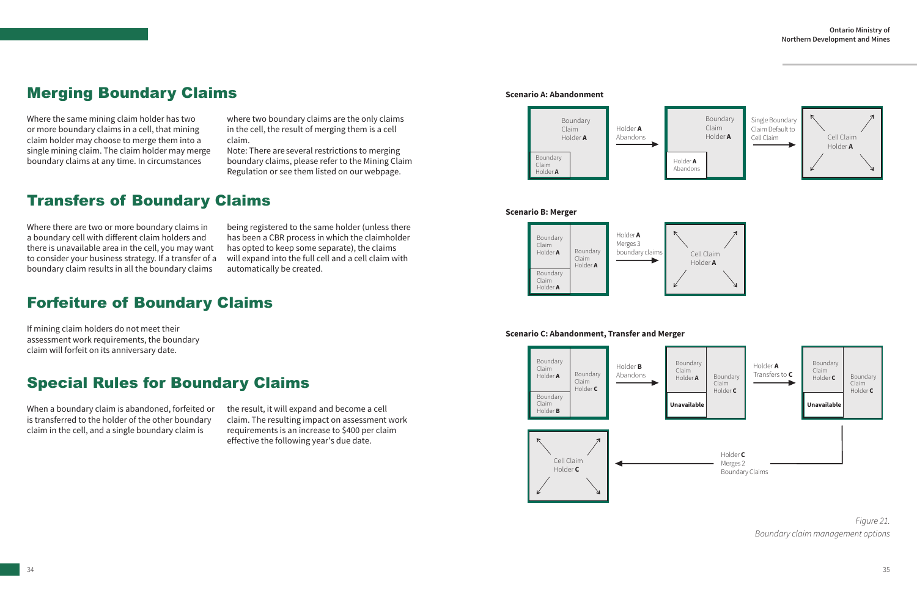## Merging Boundary Claims

Where the same mining claim holder has two or more boundary claims in a cell, that mining claim holder may choose to merge them into a single mining claim. The claim holder may merge boundary claims at any time. In circumstances where two boundary claims are the only claims in the cell, the result of merging them is a cell claim.

Note: There are several restrictions to merging boundary claims, please refer to the Mining Claim Regulation or see them listed on our webpage.

## Transfers of Boundary Claims

Where there are two or more boundary claims in a boundary cell with different claim holders and there is unavailable area in the cell, you may want to consider your business strategy. If a transfer of a boundary claim results in all the boundary claims being registered to the same holder (unless there has been a CBR process in which the claimholder has opted to keep some separate), the claims will expand into the full cell and a cell claim with automatically be created.

## Forfeiture of Boundary Claims

If mining claim holders do not meet their assessment work requirements, the boundary claim will forfeit on its anniversary date.

## Special Rules for Boundary Claims

When a boundary claim is abandoned, forfeited or is transferred to the holder of the other boundary claim in the cell, and a single boundary claim is the result, it will expand and become a cell claim. The resulting impact on assessment work requirements is an increase to $400 per claim effective the following year's due date.

**Scenario A: Abandonment**

Boundary Claim Holder **A** / Boundary Claim Holder **A** → Holder **A** Abandons → Boundary Claim Holder **A** / Holder **A** Abandons → Single Boundary Claim Default to Cell Claim → Cell Claim Holder **A**

**Scenario B: Merger**

Boundary Claim Holder **A** / Boundary Claim Holder **A** / Boundary Claim Holder **A** → Holder **A** Merges 3 boundary claims → Cell Claim Holder **A**

**Scenario C: Abandonment, Transfer and Merger**

Boundary Claim Holder **A** / Boundary Claim Holder **B** / Boundary Claim Holder **C** → Holder **B** Abandons → Boundary Claim Holder **A** / **Unavailable** / Boundary Claim Holder **C** → Holder **A** Transfers to **C** → Boundary Claim Holder **C** / **Unavailable** / Boundary Claim Holder **C** → Holder **C** Merges 2 Boundary Claims → Cell Claim Holder **C**

*Figure 21. Boundary claim management options*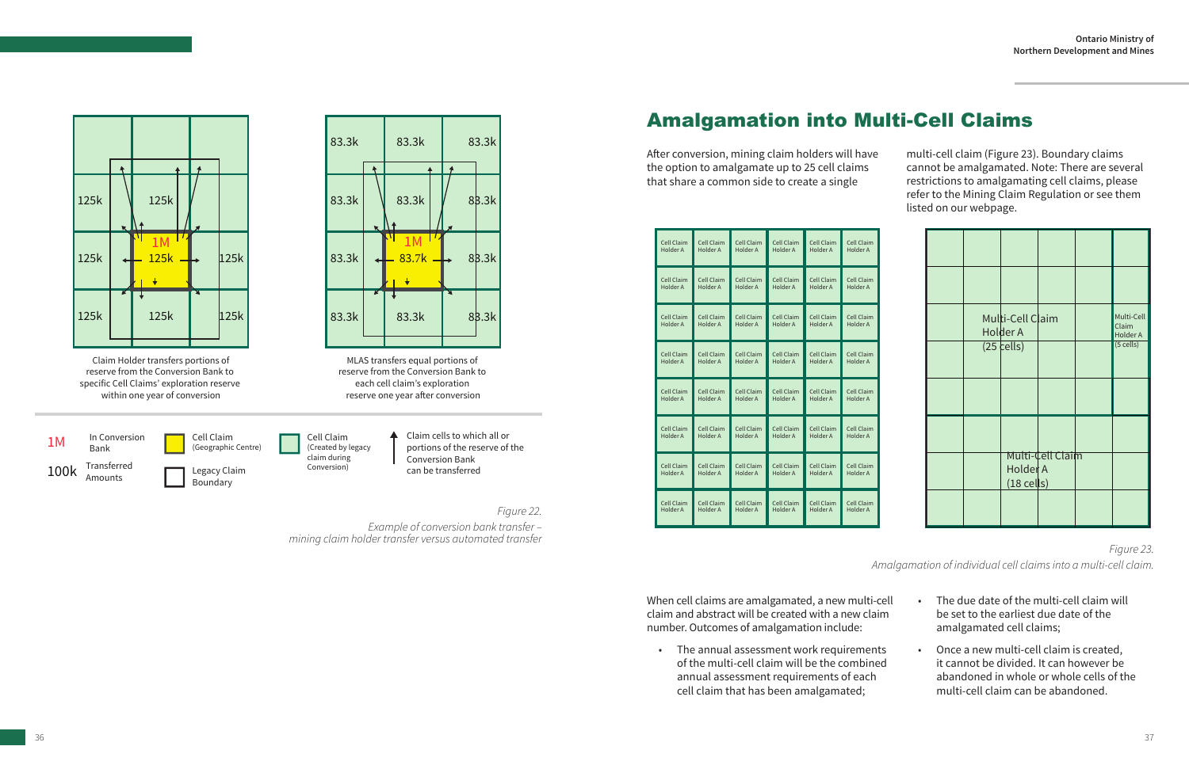Claim Holder transfers portions of reserve from the Conversion Bank to specific Cell Claims' exploration reserve within one year of conversion

MLAS transfers equal portions of reserve from the Conversion Bank to each cell claim's exploration reserve one year after conversion

1M — In Conversion Bank

100k — Transferred Amounts

Cell Claim (Geographic Centre)

Legacy Claim Boundary

Cell Claim (Created by legacy claim during Conversion)

Claim cells to which all or portions of the reserve of the Conversion Bank can be transferred

*Figure 22.*

*Example of conversion bank transfer – mining claim holder transfer versus automated transfer*

## Amalgamation into Multi-Cell Claims

After conversion, mining claim holders will have the option to amalgamate up to 25 cell claims that share a common side to create a single multi-cell claim (Figure 23). Boundary claims cannot be amalgamated. Note: There are several restrictions to amalgamating cell claims, please refer to the Mining Claim Regulation or see them listed on our webpage.

Multi-Cell Claim Holder A (25 cells)

Multi-Cell Claim Holder A (5 cells)

Multi-Cell Claim Holder A (18 cells)

*Figure 23.*

*Amalgamation of individual cell claims into a multi-cell claim.*

When cell claims are amalgamated, a new multi-cell claim and abstract will be created with a new claim number. Outcomes of amalgamation include:

- The annual assessment work requirements of the multi-cell claim will be the combined annual assessment requirements of each cell claim that has been amalgamated;
- The due date of the multi-cell claim will be set to the earliest due date of the amalgamated cell claims;
- Once a new multi-cell claim is created, it cannot be divided. It can however be abandoned in whole or whole cells of the multi-cell claim can be abandoned.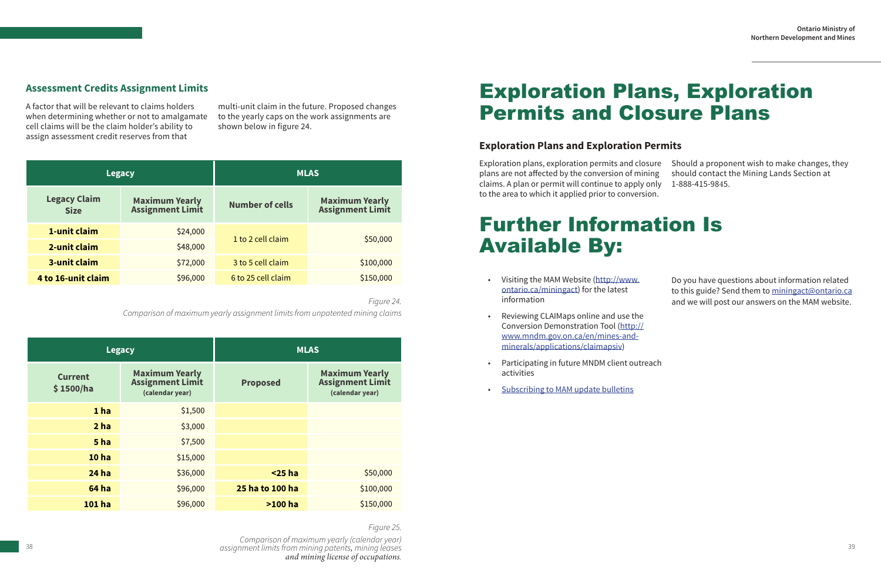## Assessment Credits Assignment Limits

A factor that will be relevant to claims holders when determining whether or not to amalgamate cell claims will be the claim holder's ability to assign assessment credit reserves from that multi-unit claim in the future. Proposed changes to the yearly caps on the work assignments are shown below in figure 24.

| Legacy | | MLAS | |
|---|---|---|---|
| **Legacy Claim Size** | **Maximum Yearly Assignment Limit** | **Number of cells** | **Maximum Yearly Assignment Limit** |
| **1-unit claim** | $24,000 | 1 to 2 cell claim | $50,000 |
| **2-unit claim** | $48,000 | | |
| **3-unit claim** | $72,000 | 3 to 5 cell claim | $100,000 |
| **4 to 16-unit claim** | $96,000 | 6 to 25 cell claim | $150,000 |

*Figure 24.*

*Comparison of maximum yearly assignment limits from unpatented mining claims*

| Legacy | | MLAS | |
|---|---|---|---|
| **Current $ 1500/ha** | **Maximum Yearly Assignment Limit (calendar year)** | **Proposed** | **Maximum Yearly Assignment Limit (calendar year)** |
| **1 ha** | $1,500 | | |
| **2 ha** | $3,000 | | |
| **5 ha** | $7,500 | | |
| **10 ha** | $15,000 | | |
| **24 ha** | $36,000 | **<25 ha** | $50,000 |
| **64 ha** | $96,000 | **25 ha to 100 ha** | $100,000 |
| **101 ha** | $96,000 | **>100 ha** | $150,000 |

*Figure 25.*

*Comparison of maximum yearly (calendar year) assignment limits from mining patents, mining leases and mining license of occupations.*

# Exploration Plans, Exploration Permits and Closure Plans

### Exploration Plans and Exploration Permits

Exploration plans, exploration permits and closure plans are not affected by the conversion of mining claims. A plan or permit will continue to apply only to the area to which it applied prior to conversion.

Should a proponent wish to make changes, they should contact the Mining Lands Section at 1-888-415-9845.

# Further Information Is Available By:

- Visiting the MAM Website (http://www.ontario.ca/miningact) for the latest information
- Reviewing CLAIMaps online and use the Conversion Demonstration Tool (http://www.mndm.gov.on.ca/en/mines-and-minerals/applications/claimapsiv)
- Participating in future MNDM client outreach activities
- Subscribing to MAM update bulletins

Do you have questions about information related to this guide? Send them to miningact@ontario.ca and we will post our answers on the MAM website.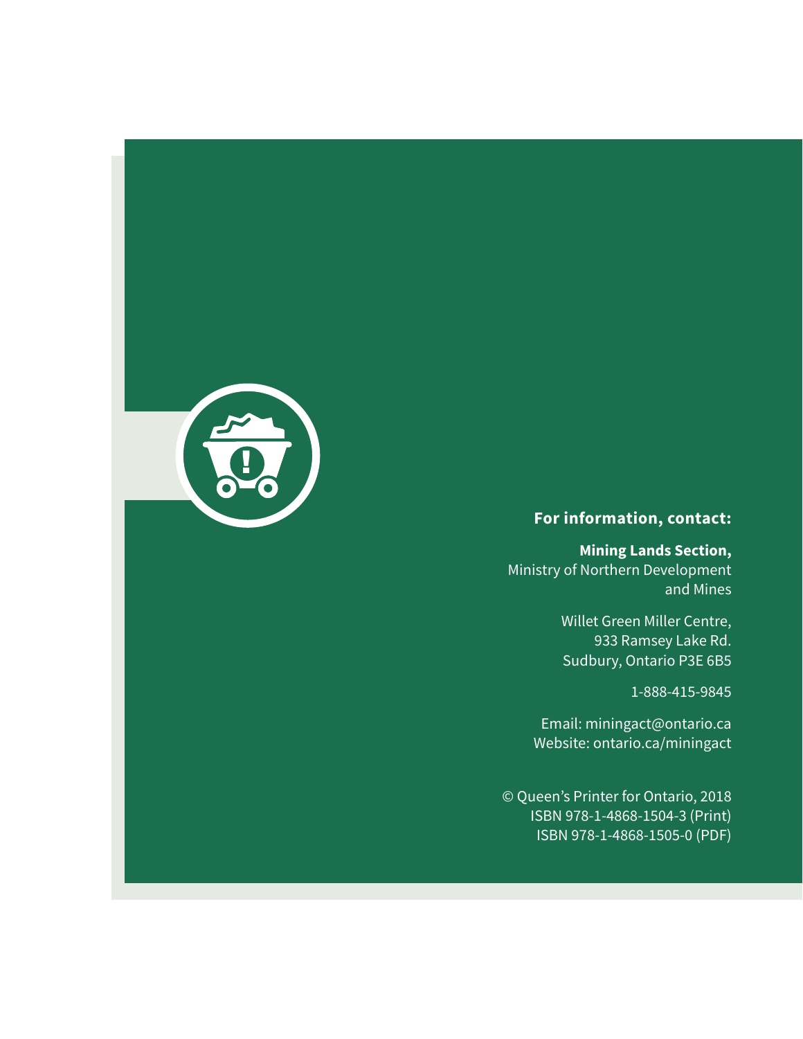**For information, contact:**

**Mining Lands Section,**
Ministry of Northern Development and Mines

Willet Green Miller Centre,
933 Ramsey Lake Rd.
Sudbury, Ontario P3E 6B5

1-888-415-9845

Email: miningact@ontario.ca
Website: ontario.ca/miningact

© Queen's Printer for Ontario, 2018
ISBN 978-1-4868-1504-3 (Print)
ISBN 978-1-4868-1505-0 (PDF)